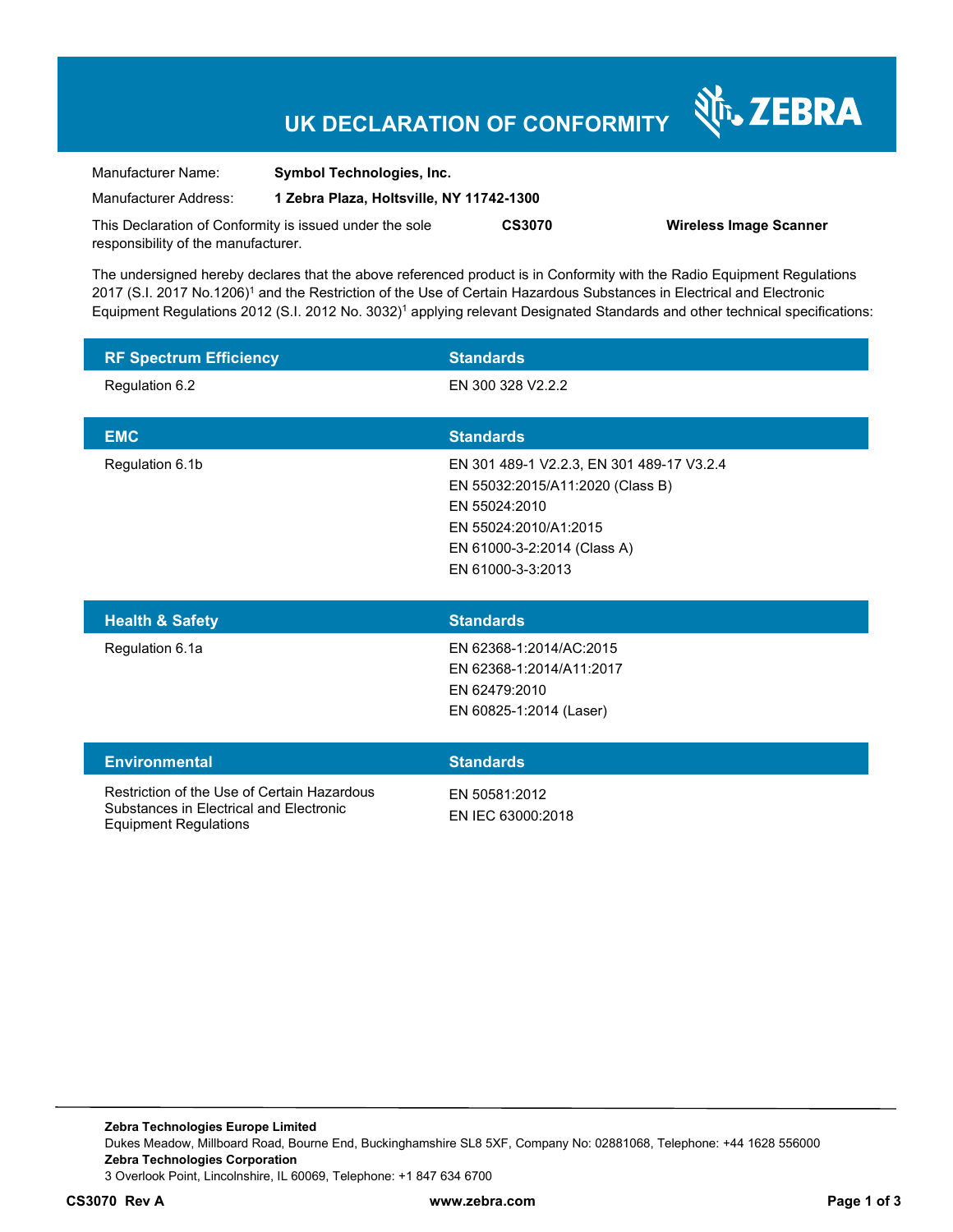# UK DECLARATION OF CONFORMITY

ZEBRA

| | |
|---|---|
| Manufacturer Name: | **Symbol Technologies, Inc.** |
| Manufacturer Address: | **1 Zebra Plaza, Holtsville, NY 11742-1300** |

This Declaration of Conformity is issued under the sole responsibility of the manufacturer. **CS3070** **Wireless Image Scanner**

The undersigned hereby declares that the above referenced product is in Conformity with the Radio Equipment Regulations 2017 (S.I. 2017 No.1206)[1] and the Restriction of the Use of Certain Hazardous Substances in Electrical and Electronic Equipment Regulations 2012 (S.I. 2012 No. 3032)[1] applying relevant Designated Standards and other technical specifications:

| RF Spectrum Efficiency | Standards |
|---|---|
| Regulation 6.2 | EN 300 328 V2.2.2 |

| EMC | Standards |
|---|---|
| Regulation 6.1b | EN 301 489-1 V2.2.3, EN 301 489-17 V3.2.4<br>EN 55032:2015/A11:2020 (Class B)<br>EN 55024:2010<br>EN 55024:2010/A1:2015<br>EN 61000-3-2:2014 (Class A)<br>EN 61000-3-3:2013 |

| Health & Safety | Standards |
|---|---|
| Regulation 6.1a | EN 62368-1:2014/AC:2015<br>EN 62368-1:2014/A11:2017<br>EN 62479:2010<br>EN 60825-1:2014 (Laser) |

| Environmental | Standards |
|---|---|
| Restriction of the Use of Certain Hazardous Substances in Electrical and Electronic Equipment Regulations | EN 50581:2012<br>EN IEC 63000:2018 |

**Zebra Technologies Europe Limited**
Dukes Meadow, Millboard Road, Bourne End, Buckinghamshire SL8 5XF, Company No: 02881068, Telephone: +44 1628 556000
**Zebra Technologies Corporation**
3 Overlook Point, Lincolnshire, IL 60069, Telephone: +1 847 634 6700

**CS3070 Rev A** **www.zebra.com**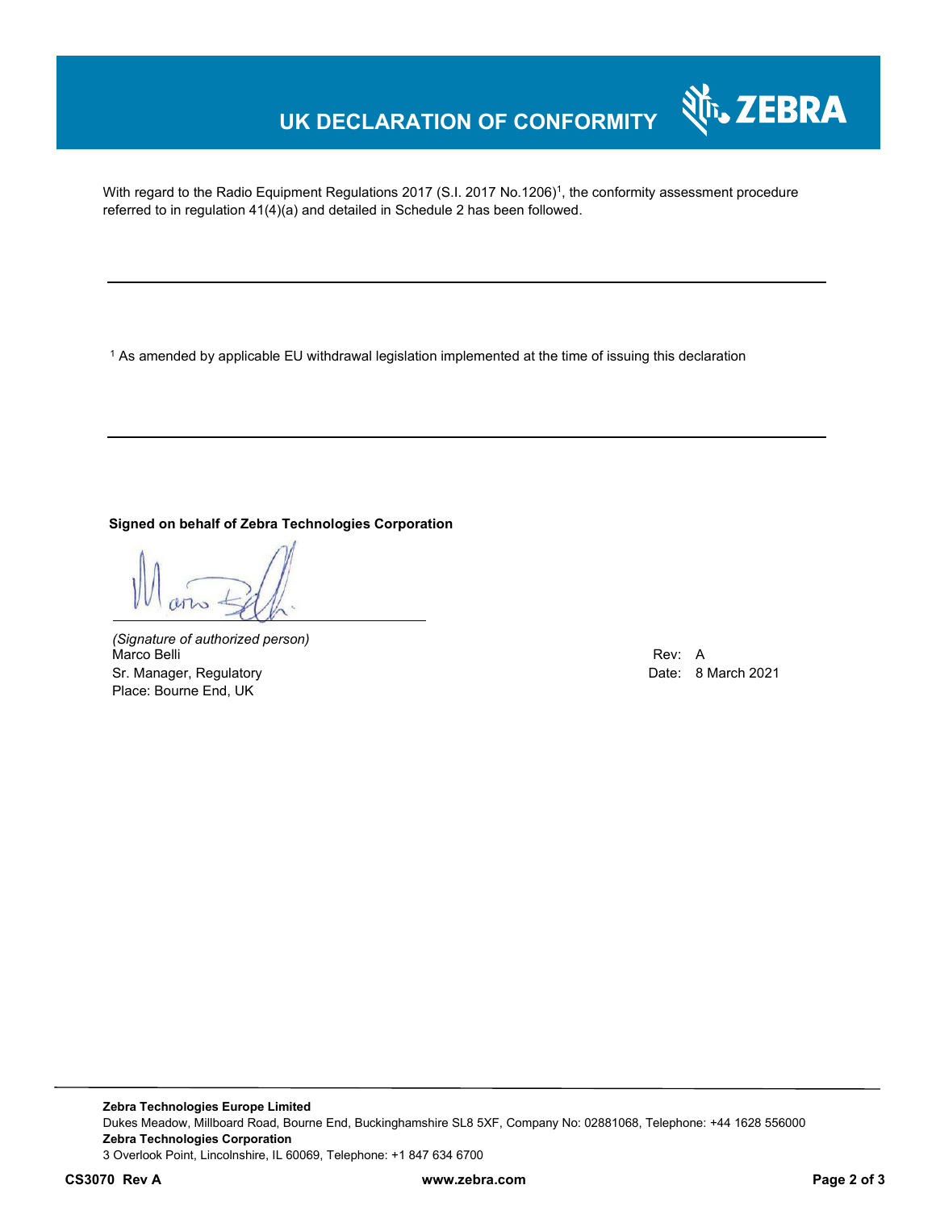# UK DECLARATION OF CONFORMITY

With regard to the Radio Equipment Regulations 2017 (S.I. 2017 No.1206)[1], the conformity assessment procedure referred to in regulation 41(4)(a) and detailed in Schedule 2 has been followed.

---

[1] As amended by applicable EU withdrawal legislation implemented at the time of issuing this declaration

---

**Signed on behalf of Zebra Technologies Corporation**

*(Signature of authorized person)*
Marco Belli
Sr. Manager, Regulatory
Place: Bourne End, UK

Rev: A
Date: 8 March 2021

**Zebra Technologies Europe Limited**
Dukes Meadow, Millboard Road, Bourne End, Buckinghamshire SL8 5XF, Company No: 02881068, Telephone: +44 1628 556000
**Zebra Technologies Corporation**
3 Overlook Point, Lincolnshire, IL 60069, Telephone: +1 847 634 6700

**CS3070 Rev A** **www.zebra.com**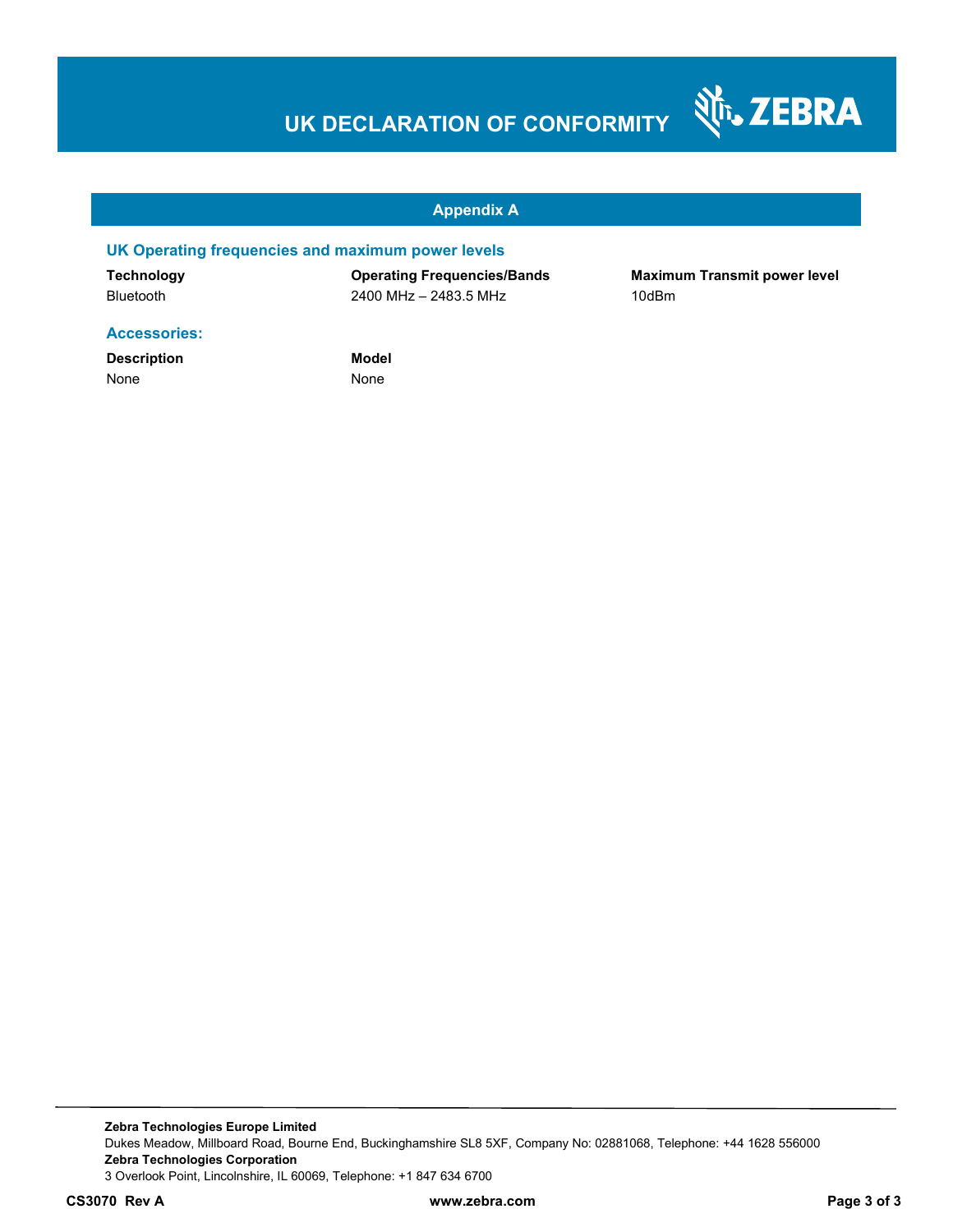# UK DECLARATION OF CONFORMITY

## Appendix A

### UK Operating frequencies and maximum power levels

| Technology | Operating Frequencies/Bands | Maximum Transmit power level |
|---|---|---|
| Bluetooth | 2400 MHz – 2483.5 MHz | 10dBm |

### Accessories:

| Description | Model |
|---|---|
| None | None |

**Zebra Technologies Europe Limited**
Dukes Meadow, Millboard Road, Bourne End, Buckinghamshire SL8 5XF, Company No: 02881068, Telephone: +44 1628 556000
**Zebra Technologies Corporation**
3 Overlook Point, Lincolnshire, IL 60069, Telephone: +1 847 634 6700

**CS3070 Rev A** **www.zebra.com**